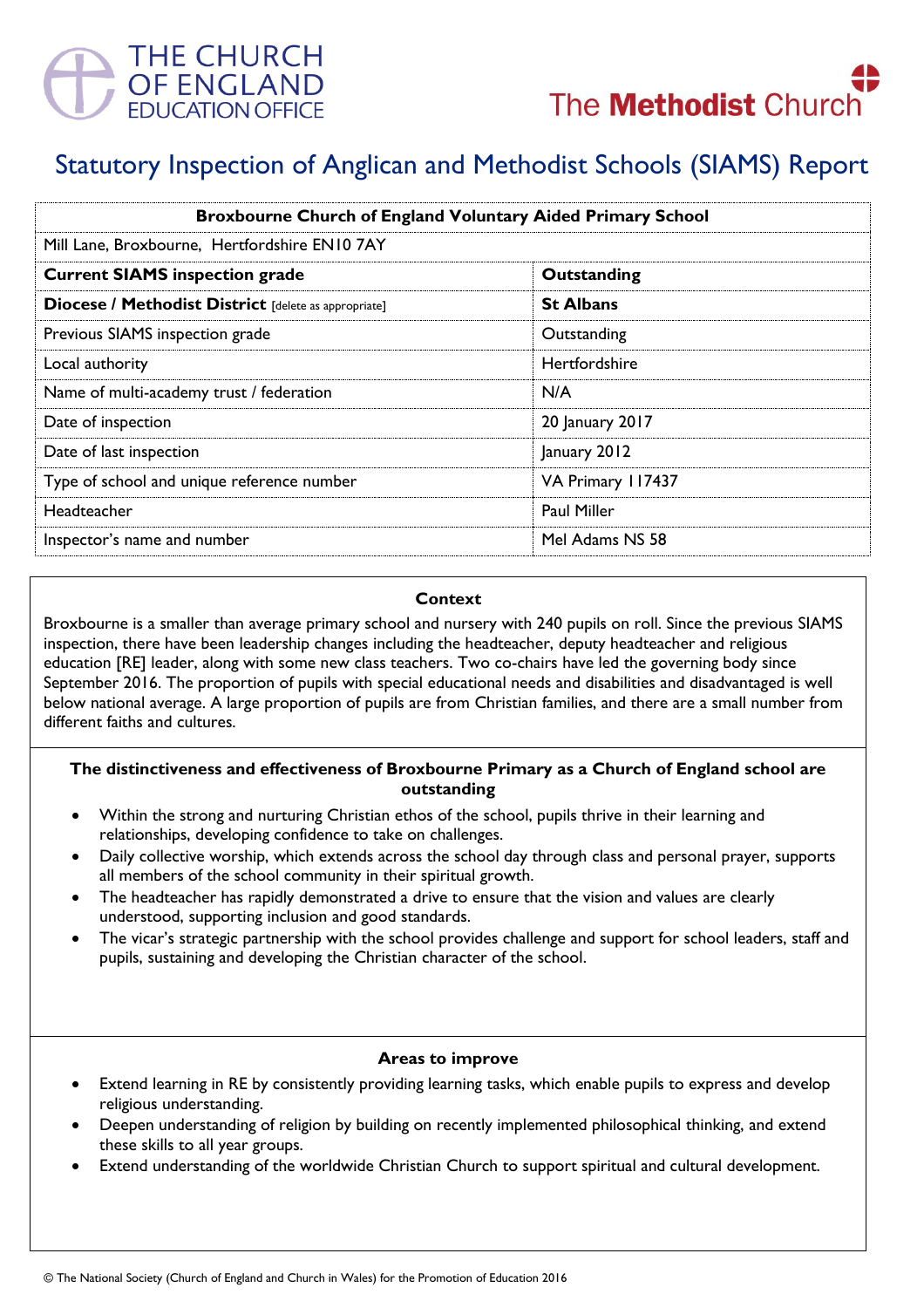THE CHURCH OF ENGLAND EDUCATION OFFICE

The Methodist Church

# Statutory Inspection of Anglican and Methodist Schools (SIAMS) Report

| **Broxbourne Church of England Voluntary Aided Primary School** | |
|---|---|
| Mill Lane, Broxbourne, Hertfordshire EN10 7AY | |
| **Current SIAMS inspection grade** | **Outstanding** |
| **Diocese / Methodist District** [delete as appropriate] | **St Albans** |
| Previous SIAMS inspection grade | Outstanding |
| Local authority | Hertfordshire |
| Name of multi-academy trust / federation | N/A |
| Date of inspection | 20 January 2017 |
| Date of last inspection | January 2012 |
| Type of school and unique reference number | VA Primary 117437 |
| Headteacher | Paul Miller |
| Inspector's name and number | Mel Adams NS 58 |

### Context

Broxbourne is a smaller than average primary school and nursery with 240 pupils on roll. Since the previous SIAMS inspection, there have been leadership changes including the headteacher, deputy headteacher and religious education [RE] leader, along with some new class teachers. Two co-chairs have led the governing body since September 2016. The proportion of pupils with special educational needs and disabilities and disadvantaged is well below national average. A large proportion of pupils are from Christian families, and there are a small number from different faiths and cultures.

### The distinctiveness and effectiveness of Broxbourne Primary as a Church of England school are outstanding

- Within the strong and nurturing Christian ethos of the school, pupils thrive in their learning and relationships, developing confidence to take on challenges.
- Daily collective worship, which extends across the school day through class and personal prayer, supports all members of the school community in their spiritual growth.
- The headteacher has rapidly demonstrated a drive to ensure that the vision and values are clearly understood, supporting inclusion and good standards.
- The vicar's strategic partnership with the school provides challenge and support for school leaders, staff and pupils, sustaining and developing the Christian character of the school.

### Areas to improve

- Extend learning in RE by consistently providing learning tasks, which enable pupils to express and develop religious understanding.
- Deepen understanding of religion by building on recently implemented philosophical thinking, and extend these skills to all year groups.
- Extend understanding of the worldwide Christian Church to support spiritual and cultural development.

© The National Society (Church of England and Church in Wales) for the Promotion of Education 2016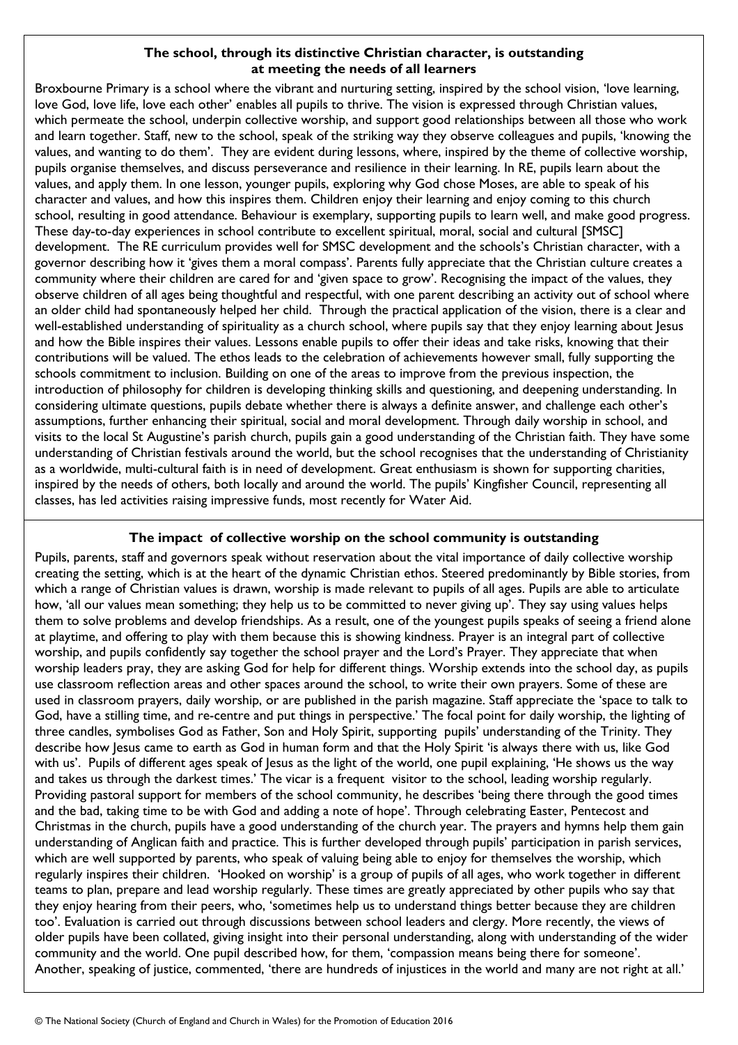## The school, through its distinctive Christian character, is outstanding at meeting the needs of all learners

Broxbourne Primary is a school where the vibrant and nurturing setting, inspired by the school vision, 'love learning, love God, love life, love each other' enables all pupils to thrive. The vision is expressed through Christian values, which permeate the school, underpin collective worship, and support good relationships between all those who work and learn together. Staff, new to the school, speak of the striking way they observe colleagues and pupils, 'knowing the values, and wanting to do them'. They are evident during lessons, where, inspired by the theme of collective worship, pupils organise themselves, and discuss perseverance and resilience in their learning. In RE, pupils learn about the values, and apply them. In one lesson, younger pupils, exploring why God chose Moses, are able to speak of his character and values, and how this inspires them. Children enjoy their learning and enjoy coming to this church school, resulting in good attendance. Behaviour is exemplary, supporting pupils to learn well, and make good progress. These day-to-day experiences in school contribute to excellent spiritual, moral, social and cultural [SMSC] development. The RE curriculum provides well for SMSC development and the schools's Christian character, with a governor describing how it 'gives them a moral compass'. Parents fully appreciate that the Christian culture creates a community where their children are cared for and 'given space to grow'. Recognising the impact of the values, they observe children of all ages being thoughtful and respectful, with one parent describing an activity out of school where an older child had spontaneously helped her child. Through the practical application of the vision, there is a clear and well-established understanding of spirituality as a church school, where pupils say that they enjoy learning about Jesus and how the Bible inspires their values. Lessons enable pupils to offer their ideas and take risks, knowing that their contributions will be valued. The ethos leads to the celebration of achievements however small, fully supporting the schools commitment to inclusion. Building on one of the areas to improve from the previous inspection, the introduction of philosophy for children is developing thinking skills and questioning, and deepening understanding. In considering ultimate questions, pupils debate whether there is always a definite answer, and challenge each other's assumptions, further enhancing their spiritual, social and moral development. Through daily worship in school, and visits to the local St Augustine's parish church, pupils gain a good understanding of the Christian faith. They have some understanding of Christian festivals around the world, but the school recognises that the understanding of Christianity as a worldwide, multi-cultural faith is in need of development. Great enthusiasm is shown for supporting charities, inspired by the needs of others, both locally and around the world. The pupils' Kingfisher Council, representing all classes, has led activities raising impressive funds, most recently for Water Aid.

## The impact of collective worship on the school community is outstanding

Pupils, parents, staff and governors speak without reservation about the vital importance of daily collective worship creating the setting, which is at the heart of the dynamic Christian ethos. Steered predominantly by Bible stories, from which a range of Christian values is drawn, worship is made relevant to pupils of all ages. Pupils are able to articulate how, 'all our values mean something; they help us to be committed to never giving up'. They say using values helps them to solve problems and develop friendships. As a result, one of the youngest pupils speaks of seeing a friend alone at playtime, and offering to play with them because this is showing kindness. Prayer is an integral part of collective worship, and pupils confidently say together the school prayer and the Lord's Prayer. They appreciate that when worship leaders pray, they are asking God for help for different things. Worship extends into the school day, as pupils use classroom reflection areas and other spaces around the school, to write their own prayers. Some of these are used in classroom prayers, daily worship, or are published in the parish magazine. Staff appreciate the 'space to talk to God, have a stilling time, and re-centre and put things in perspective.' The focal point for daily worship, the lighting of three candles, symbolises God as Father, Son and Holy Spirit, supporting pupils' understanding of the Trinity. They describe how Jesus came to earth as God in human form and that the Holy Spirit 'is always there with us, like God with us'. Pupils of different ages speak of Jesus as the light of the world, one pupil explaining, 'He shows us the way and takes us through the darkest times.' The vicar is a frequent visitor to the school, leading worship regularly. Providing pastoral support for members of the school community, he describes 'being there through the good times and the bad, taking time to be with God and adding a note of hope'. Through celebrating Easter, Pentecost and Christmas in the church, pupils have a good understanding of the church year. The prayers and hymns help them gain understanding of Anglican faith and practice. This is further developed through pupils' participation in parish services, which are well supported by parents, who speak of valuing being able to enjoy for themselves the worship, which regularly inspires their children. 'Hooked on worship' is a group of pupils of all ages, who work together in different teams to plan, prepare and lead worship regularly. These times are greatly appreciated by other pupils who say that they enjoy hearing from their peers, who, 'sometimes help us to understand things better because they are children too'. Evaluation is carried out through discussions between school leaders and clergy. More recently, the views of older pupils have been collated, giving insight into their personal understanding, along with understanding of the wider community and the world. One pupil described how, for them, 'compassion means being there for someone'. Another, speaking of justice, commented, 'there are hundreds of injustices in the world and many are not right at all.'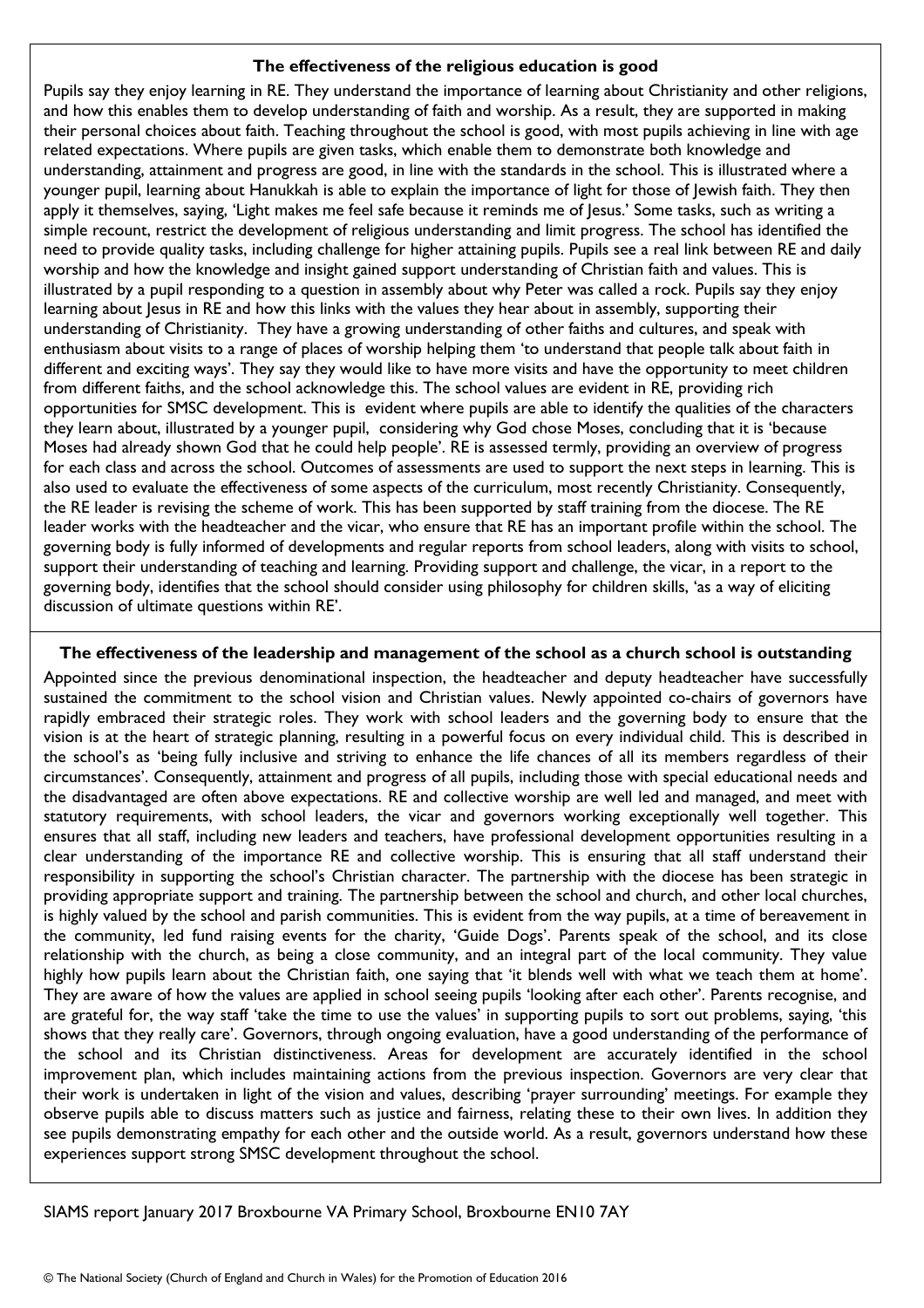**The effectiveness of the religious education is good**

Pupils say they enjoy learning in RE. They understand the importance of learning about Christianity and other religions, and how this enables them to develop understanding of faith and worship. As a result, they are supported in making their personal choices about faith. Teaching throughout the school is good, with most pupils achieving in line with age related expectations. Where pupils are given tasks, which enable them to demonstrate both knowledge and understanding, attainment and progress are good, in line with the standards in the school. This is illustrated where a younger pupil, learning about Hanukkah is able to explain the importance of light for those of Jewish faith. They then apply it themselves, saying, 'Light makes me feel safe because it reminds me of Jesus.' Some tasks, such as writing a simple recount, restrict the development of religious understanding and limit progress. The school has identified the need to provide quality tasks, including challenge for higher attaining pupils. Pupils see a real link between RE and daily worship and how the knowledge and insight gained support understanding of Christian faith and values. This is illustrated by a pupil responding to a question in assembly about why Peter was called a rock. Pupils say they enjoy learning about Jesus in RE and how this links with the values they hear about in assembly, supporting their understanding of Christianity. They have a growing understanding of other faiths and cultures, and speak with enthusiasm about visits to a range of places of worship helping them 'to understand that people talk about faith in different and exciting ways'. They say they would like to have more visits and have the opportunity to meet children from different faiths, and the school acknowledge this. The school values are evident in RE, providing rich opportunities for SMSC development. This is evident where pupils are able to identify the qualities of the characters they learn about, illustrated by a younger pupil, considering why God chose Moses, concluding that it is 'because Moses had already shown God that he could help people'. RE is assessed termly, providing an overview of progress for each class and across the school. Outcomes of assessments are used to support the next steps in learning. This is also used to evaluate the effectiveness of some aspects of the curriculum, most recently Christianity. Consequently, the RE leader is revising the scheme of work. This has been supported by staff training from the diocese. The RE leader works with the headteacher and the vicar, who ensure that RE has an important profile within the school. The governing body is fully informed of developments and regular reports from school leaders, along with visits to school, support their understanding of teaching and learning. Providing support and challenge, the vicar, in a report to the governing body, identifies that the school should consider using philosophy for children skills, 'as a way of eliciting discussion of ultimate questions within RE'.

**The effectiveness of the leadership and management of the school as a church school is outstanding**

Appointed since the previous denominational inspection, the headteacher and deputy headteacher have successfully sustained the commitment to the school vision and Christian values. Newly appointed co-chairs of governors have rapidly embraced their strategic roles. They work with school leaders and the governing body to ensure that the vision is at the heart of strategic planning, resulting in a powerful focus on every individual child. This is described in the school's as 'being fully inclusive and striving to enhance the life chances of all its members regardless of their circumstances'. Consequently, attainment and progress of all pupils, including those with special educational needs and the disadvantaged are often above expectations. RE and collective worship are well led and managed, and meet with statutory requirements, with school leaders, the vicar and governors working exceptionally well together. This ensures that all staff, including new leaders and teachers, have professional development opportunities resulting in a clear understanding of the importance RE and collective worship. This is ensuring that all staff understand their responsibility in supporting the school's Christian character. The partnership with the diocese has been strategic in providing appropriate support and training. The partnership between the school and church, and other local churches, is highly valued by the school and parish communities. This is evident from the way pupils, at a time of bereavement in the community, led fund raising events for the charity, 'Guide Dogs'. Parents speak of the school, and its close relationship with the church, as being a close community, and an integral part of the local community. They value highly how pupils learn about the Christian faith, one saying that 'it blends well with what we teach them at home'. They are aware of how the values are applied in school seeing pupils 'looking after each other'. Parents recognise, and are grateful for, the way staff 'take the time to use the values' in supporting pupils to sort out problems, saying, 'this shows that they really care'. Governors, through ongoing evaluation, have a good understanding of the performance of the school and its Christian distinctiveness. Areas for development are accurately identified in the school improvement plan, which includes maintaining actions from the previous inspection. Governors are very clear that their work is undertaken in light of the vision and values, describing 'prayer surrounding' meetings. For example they observe pupils able to discuss matters such as justice and fairness, relating these to their own lives. In addition they see pupils demonstrating empathy for each other and the outside world. As a result, governors understand how these experiences support strong SMSC development throughout the school.

SIAMS report January 2017 Broxbourne VA Primary School, Broxbourne EN10 7AY

© The National Society (Church of England and Church in Wales) for the Promotion of Education 2016